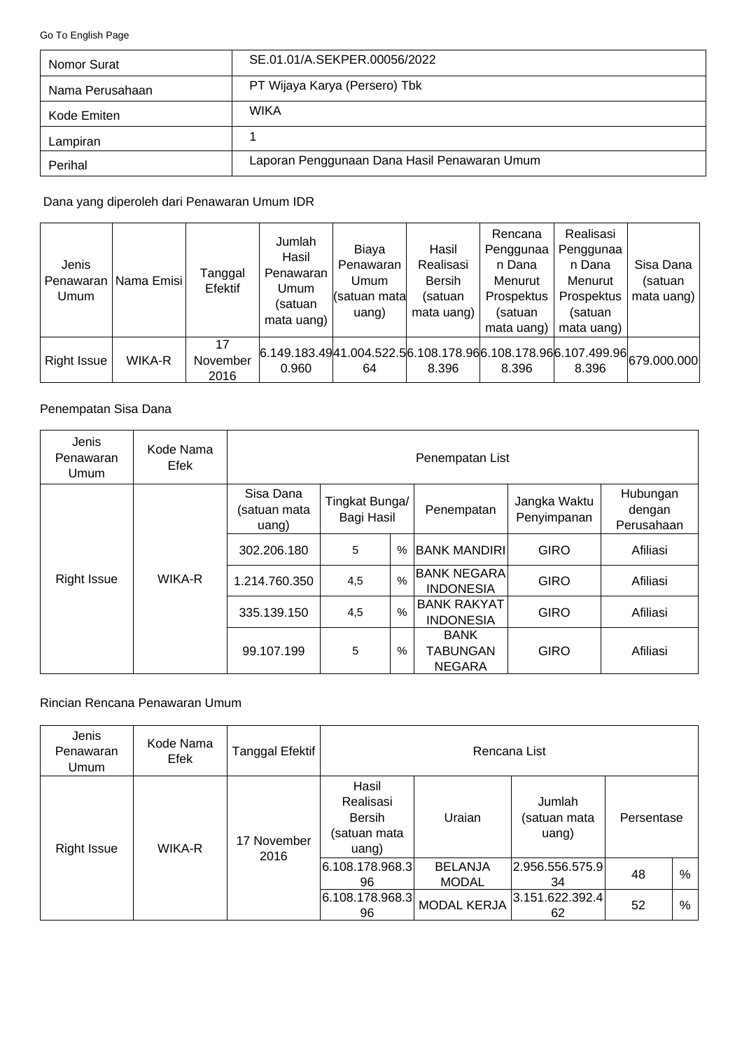Go To English Page

| Nomor Surat | SE.01.01/A.SEKPER.00056/2022 |
|---|---|
| Nama Perusahaan | PT Wijaya Karya (Persero) Tbk |
| Kode Emiten | WIKA |
| Lampiran | 1 |
| Perihal | Laporan Penggunaan Dana Hasil Penawaran Umum |

Dana yang diperoleh dari Penawaran Umum IDR

| Jenis Penawaran Umum | Nama Emisi | Tanggal Efektif | Jumlah Hasil Penawaran Umum (satuan mata uang) | Biaya Penawaran Umum (satuan mata uang) | Hasil Realisasi Bersih (satuan mata uang) | Rencana Penggunaan Dana Menurut Prospektus (satuan mata uang) | Realisasi Penggunaan Dana Menurut Prospektus (satuan mata uang) | Sisa Dana (satuan mata uang) |
|---|---|---|---|---|---|---|---|---|
| Right Issue | WIKA-R | 17 November 2016 | 6.149.183.490.960 | 41.004.522.564 | 6.108.178.968.396 | 6.108.178.968.396 | 6.107.499.968.396 | 679.000.000 |

Penempatan Sisa Dana

| Jenis Penawaran Umum | Kode Nama Efek | Penempatan List | | | | | |
|---|---|---|---|---|---|---|---|
| | | Sisa Dana (satuan mata uang) | Tingkat Bunga/ Bagi Hasil | | Penempatan | Jangka Waktu Penyimpanan | Hubungan dengan Perusahaan |
| Right Issue | WIKA-R | 302.206.180 | 5 | % | BANK MANDIRI | GIRO | Afiliasi |
| | | 1.214.760.350 | 4,5 | % | BANK NEGARA INDONESIA | GIRO | Afiliasi |
| | | 335.139.150 | 4,5 | % | BANK RAKYAT INDONESIA | GIRO | Afiliasi |
| | | 99.107.199 | 5 | % | BANK TABUNGAN NEGARA | GIRO | Afiliasi |

Rincian Rencana Penawaran Umum

| Jenis Penawaran Umum | Kode Nama Efek | Tanggal Efektif | Rencana List | | | | |
|---|---|---|---|---|---|---|---|
| | | | Hasil Realisasi Bersih (satuan mata uang) | Uraian | Jumlah (satuan mata uang) | Persentase | |
| Right Issue | WIKA-R | 17 November 2016 | 6.108.178.968.396 | BELANJA MODAL | 2.956.556.575.934 | 48 | % |
| | | | 6.108.178.968.396 | MODAL KERJA | 3.151.622.392.462 | 52 | % |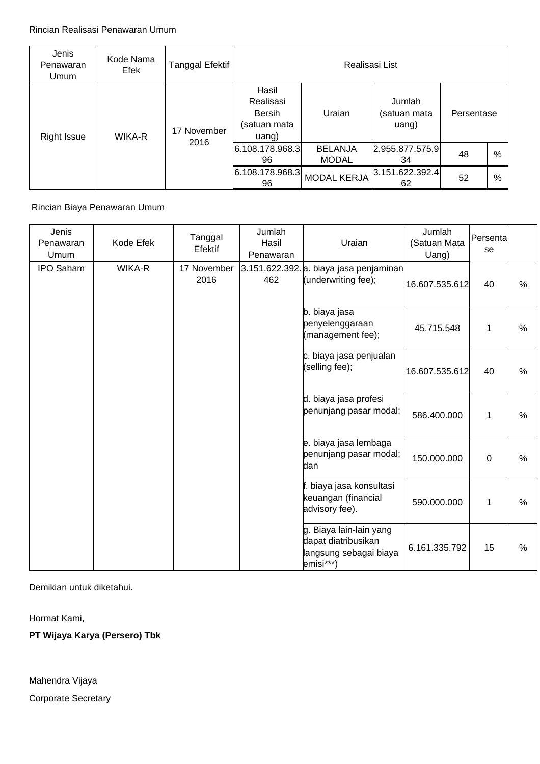Rincian Realisasi Penawaran Umum

| Jenis Penawaran Umum | Kode Nama Efek | Tanggal Efektif | Realisasi List | | | | |
|---|---|---|---|---|---|---|---|
| | | | Hasil Realisasi Bersih (satuan mata uang) | Uraian | Jumlah (satuan mata uang) | Persentase | |
| Right Issue | WIKA-R | 17 November 2016 | 6.108.178.968.396 | BELANJA MODAL | 2.955.877.575.934 | 48 | % |
| | | | 6.108.178.968.396 | MODAL KERJA | 3.151.622.392.462 | 52 | % |

Rincian Biaya Penawaran Umum

| Jenis Penawaran Umum | Kode Efek | Tanggal Efektif | Jumlah Hasil Penawaran | Uraian | Jumlah (Satuan Mata Uang) | Persentase | |
|---|---|---|---|---|---|---|---|
| IPO Saham | WIKA-R | 17 November 2016 | 3.151.622.392.462 | a. biaya jasa penjaminan (underwriting fee); | 16.607.535.612 | 40 | % |
| | | | | b. biaya jasa penyelenggaraan (management fee); | 45.715.548 | 1 | % |
| | | | | c. biaya jasa penjualan (selling fee); | 16.607.535.612 | 40 | % |
| | | | | d. biaya jasa profesi penunjang pasar modal; | 586.400.000 | 1 | % |
| | | | | e. biaya jasa lembaga penunjang pasar modal; dan | 150.000.000 | 0 | % |
| | | | | f. biaya jasa konsultasi keuangan (financial advisory fee). | 590.000.000 | 1 | % |
| | | | | g. Biaya lain-lain yang dapat diatribusikan langsung sebagai biaya emisi***) | 6.161.335.792 | 15 | % |

Demikian untuk diketahui.

Hormat Kami,

**PT Wijaya Karya (Persero) Tbk**

Mahendra Vijaya

Corporate Secretary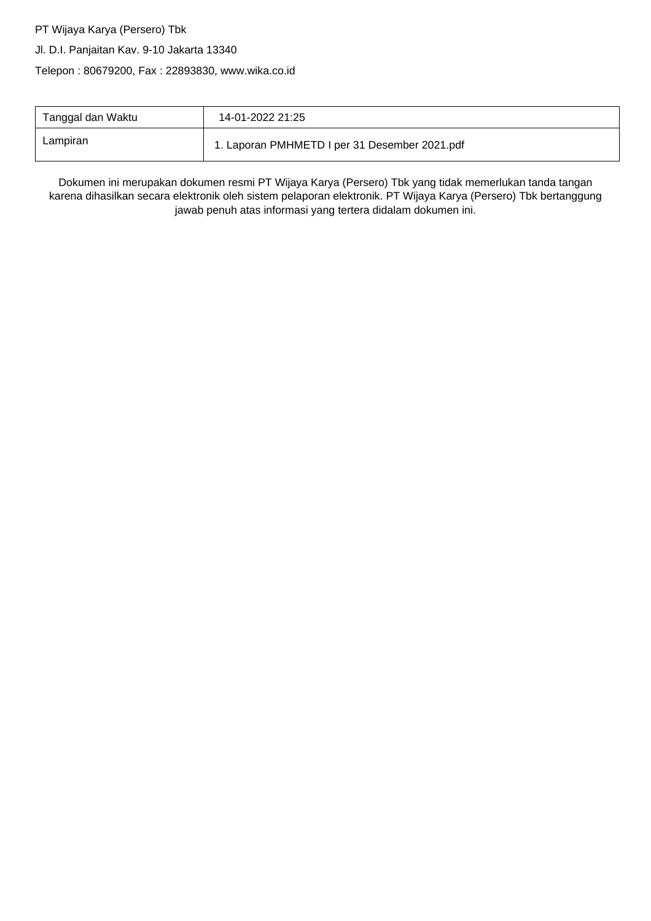PT Wijaya Karya (Persero) Tbk

Jl. D.I. Panjaitan Kav. 9-10 Jakarta 13340

Telepon : 80679200, Fax : 22893830, www.wika.co.id

| Tanggal dan Waktu | 14-01-2022 21:25 |
|---|---|
| Lampiran | 1. Laporan PMHMETD I per 31 Desember 2021.pdf |

Dokumen ini merupakan dokumen resmi PT Wijaya Karya (Persero) Tbk yang tidak memerlukan tanda tangan karena dihasilkan secara elektronik oleh sistem pelaporan elektronik. PT Wijaya Karya (Persero) Tbk bertanggung jawab penuh atas informasi yang tertera didalam dokumen ini.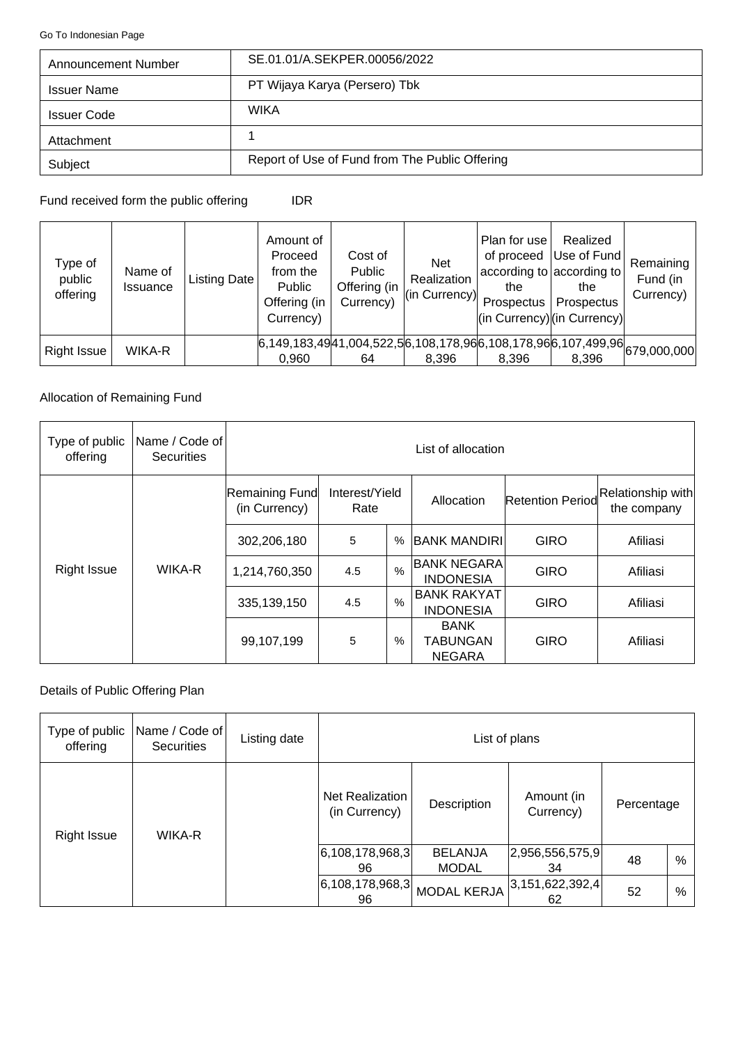Go To Indonesian Page

| Announcement Number | SE.01.01/A.SEKPER.00056/2022 |
|---|---|
| Issuer Name | PT Wijaya Karya (Persero) Tbk |
| Issuer Code | WIKA |
| Attachment | 1 |
| Subject | Report of Use of Fund from The Public Offering |

Fund received form the public offering IDR

| Type of public offering | Name of Issuance | Listing Date | Amount of Proceed from the Public Offering (in Currency) | Cost of Public Offering (in Currency) | Net Realization (in Currency) | Plan for use of proceed according to the Prospectus (in Currency) | Realized Use of Fund according to the Prospectus (in Currency) | Remaining Fund (in Currency) |
|---|---|---|---|---|---|---|---|---|
| Right Issue | WIKA-R | | 6,149,183,490,960 | 41,004,522,564 | 6,108,178,968,396 | 6,108,178,968,396 | 6,107,499,968,396 | 679,000,000 |

Allocation of Remaining Fund

| Type of public offering | Name / Code of Securities | List of allocation | | | | | |
|---|---|---|---|---|---|---|---|
| | | Remaining Fund (in Currency) | Interest/Yield Rate | | Allocation | Retention Period | Relationship with the company |
| Right Issue | WIKA-R | 302,206,180 | 5 | % | BANK MANDIRI | GIRO | Afiliasi |
| | | 1,214,760,350 | 4.5 | % | BANK NEGARA INDONESIA | GIRO | Afiliasi |
| | | 335,139,150 | 4.5 | % | BANK RAKYAT INDONESIA | GIRO | Afiliasi |
| | | 99,107,199 | 5 | % | BANK TABUNGAN NEGARA | GIRO | Afiliasi |

Details of Public Offering Plan

| Type of public offering | Name / Code of Securities | Listing date | List of plans | | | | |
|---|---|---|---|---|---|---|---|
| | | | Net Realization (in Currency) | Description | Amount (in Currency) | Percentage | |
| Right Issue | WIKA-R | | 6,108,178,968,396 | BELANJA MODAL | 2,956,556,575,934 | 48 | % |
| | | | 6,108,178,968,396 | MODAL KERJA | 3,151,622,392,462 | 52 | % |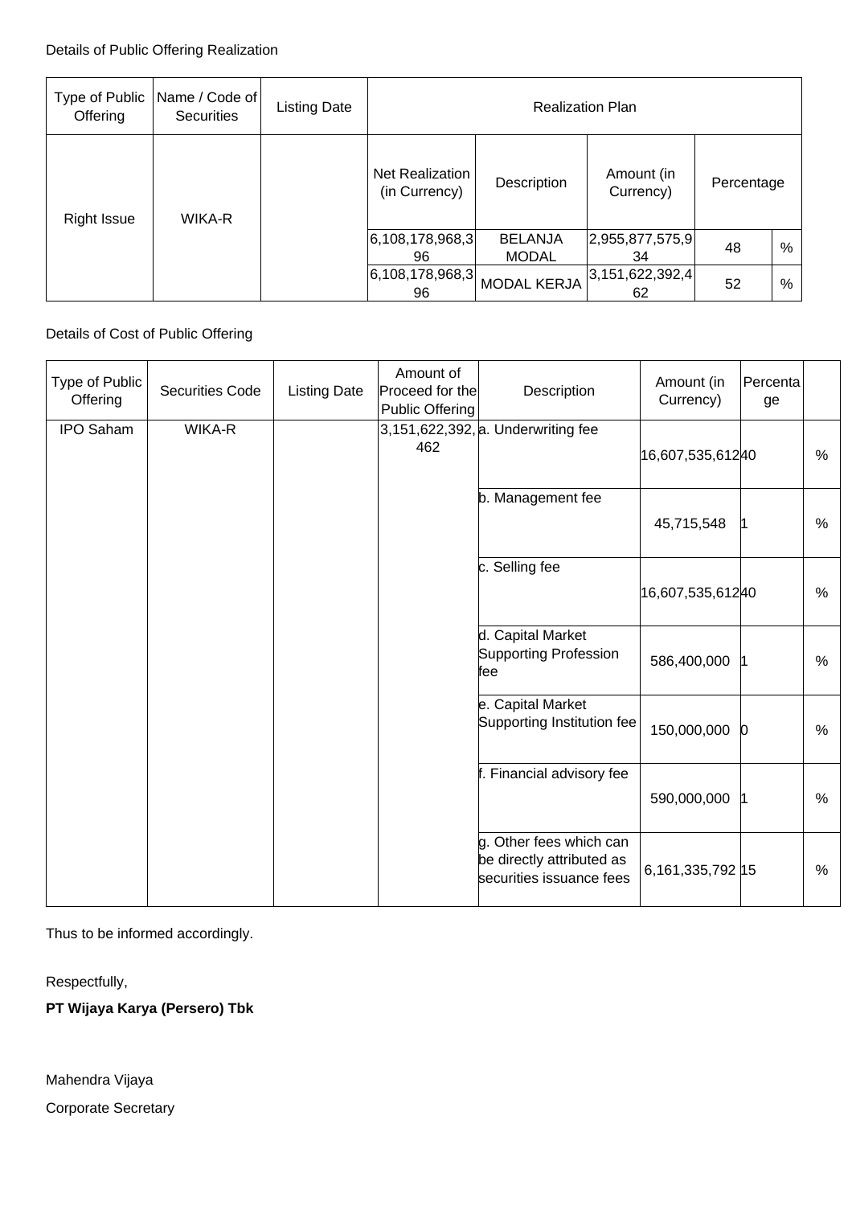Details of Public Offering Realization

| Type of Public Offering | Name / Code of Securities | Listing Date | Realization Plan | | | | |
|---|---|---|---|---|---|---|---|
| | | | Net Realization (in Currency) | Description | Amount (in Currency) | Percentage | |
| Right Issue | WIKA-R | | 6,108,178,968,396 | BELANJA MODAL | 2,955,877,575,934 | 48 | % |
| | | | 6,108,178,968,396 | MODAL KERJA | 3,151,622,392,462 | 52 | % |

Details of Cost of Public Offering

| Type of Public Offering | Securities Code | Listing Date | Amount of Proceed for the Public Offering | Description | Amount (in Currency) | Percentage | |
|---|---|---|---|---|---|---|---|
| IPO Saham | WIKA-R | | 3,151,622,392,462 | a. Underwriting fee | 16,607,535,612 | 40 | % |
| | | | | b. Management fee | 45,715,548 | 1 | % |
| | | | | c. Selling fee | 16,607,535,612 | 40 | % |
| | | | | d. Capital Market Supporting Profession fee | 586,400,000 | 1 | % |
| | | | | e. Capital Market Supporting Institution fee | 150,000,000 | 0 | % |
| | | | | f. Financial advisory fee | 590,000,000 | 1 | % |
| | | | | g. Other fees which can be directly attributed as securities issuance fees | 6,161,335,792 | 15 | % |

Thus to be informed accordingly.

Respectfully,

**PT Wijaya Karya (Persero) Tbk**

Mahendra Vijaya

Corporate Secretary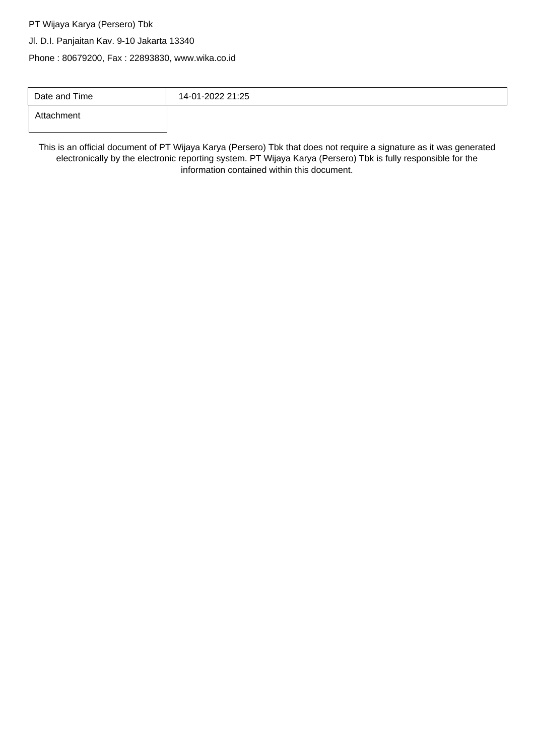PT Wijaya Karya (Persero) Tbk

Jl. D.I. Panjaitan Kav. 9-10 Jakarta 13340

Phone : 80679200, Fax : 22893830, www.wika.co.id

| | |
|---|---|
| Date and Time | 14-01-2022 21:25 |
| Attachment | |

This is an official document of PT Wijaya Karya (Persero) Tbk that does not require a signature as it was generated electronically by the electronic reporting system. PT Wijaya Karya (Persero) Tbk is fully responsible for the information contained within this document.